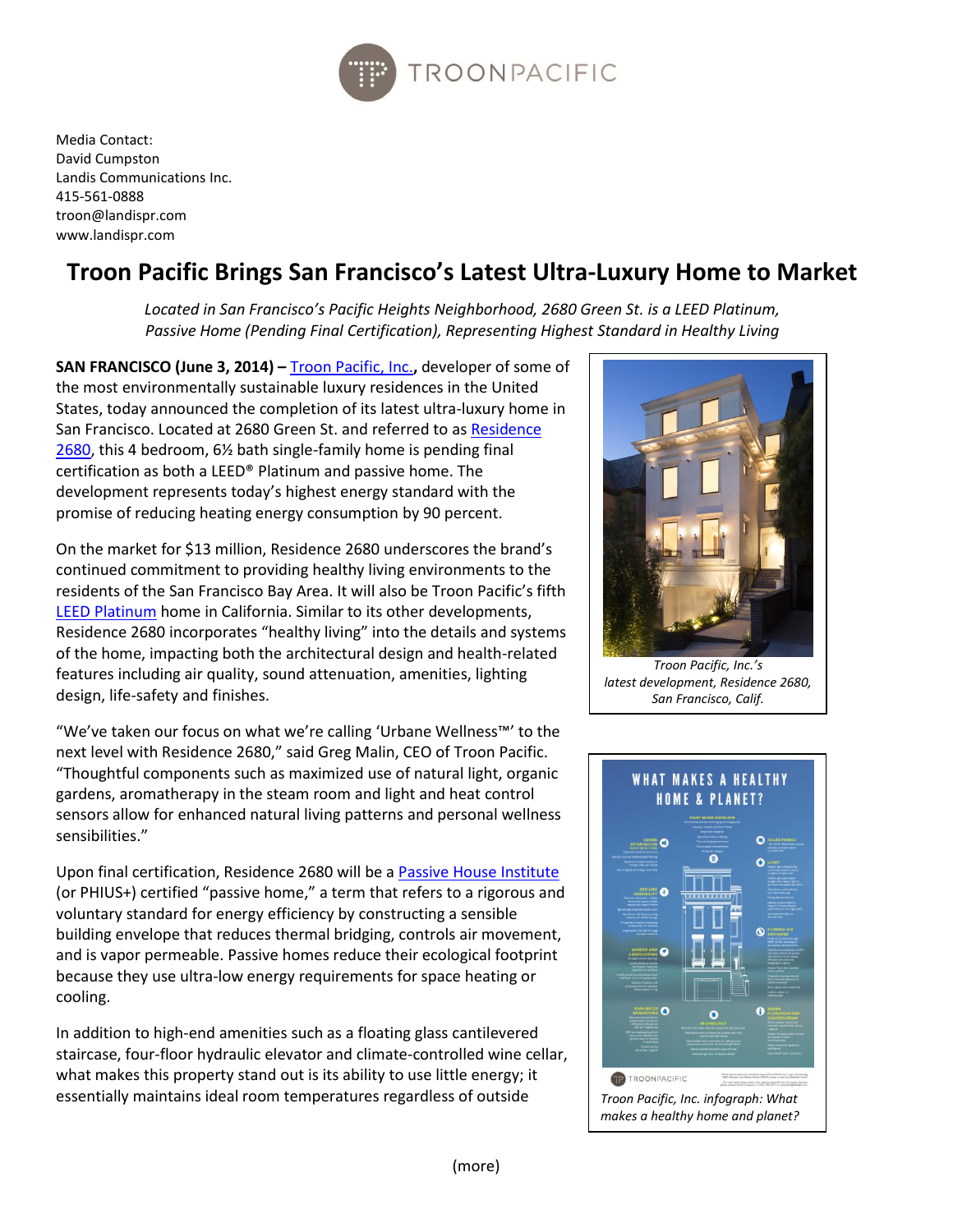Media Contact:
David Cumpston
Landis Communications Inc.
415-561-0888
troon@landispr.com
www.landispr.com

# Troon Pacific Brings San Francisco's Latest Ultra-Luxury Home to Market

*Located in San Francisco's Pacific Heights Neighborhood, 2680 Green St. is a LEED Platinum, Passive Home (Pending Final Certification), Representing Highest Standard in Healthy Living*

**SAN FRANCISCO (June 3, 2014) –** Troon Pacific, Inc.**,** developer of some of the most environmentally sustainable luxury residences in the United States, today announced the completion of its latest ultra-luxury home in San Francisco. Located at 2680 Green St. and referred to as Residence 2680, this 4 bedroom, 6½ bath single-family home is pending final certification as both a LEED® Platinum and passive home. The development represents today's highest energy standard with the promise of reducing heating energy consumption by 90 percent.

On the market for $13 million, Residence 2680 underscores the brand's continued commitment to providing healthy living environments to the residents of the San Francisco Bay Area. It will also be Troon Pacific's fifth LEED Platinum home in California. Similar to its other developments, Residence 2680 incorporates "healthy living" into the details and systems of the home, impacting both the architectural design and health-related features including air quality, sound attenuation, amenities, lighting design, life-safety and finishes.

*Troon Pacific, Inc.'s latest development, Residence 2680, San Francisco, Calif.*

"We've taken our focus on what we're calling 'Urbane Wellness™' to the next level with Residence 2680," said Greg Malin, CEO of Troon Pacific. "Thoughtful components such as maximized use of natural light, organic gardens, aromatherapy in the steam room and light and heat control sensors allow for enhanced natural living patterns and personal wellness sensibilities."

Upon final certification, Residence 2680 will be a Passive House Institute (or PHIUS+) certified "passive home," a term that refers to a rigorous and voluntary standard for energy efficiency by constructing a sensible building envelope that reduces thermal bridging, controls air movement, and is vapor permeable. Passive homes reduce their ecological footprint because they use ultra-low energy requirements for space heating or cooling.

*Troon Pacific, Inc. infograph: What makes a healthy home and planet?*

In addition to high-end amenities such as a floating glass cantilevered staircase, four-floor hydraulic elevator and climate-controlled wine cellar, what makes this property stand out is its ability to use little energy; it essentially maintains ideal room temperatures regardless of outside

(more)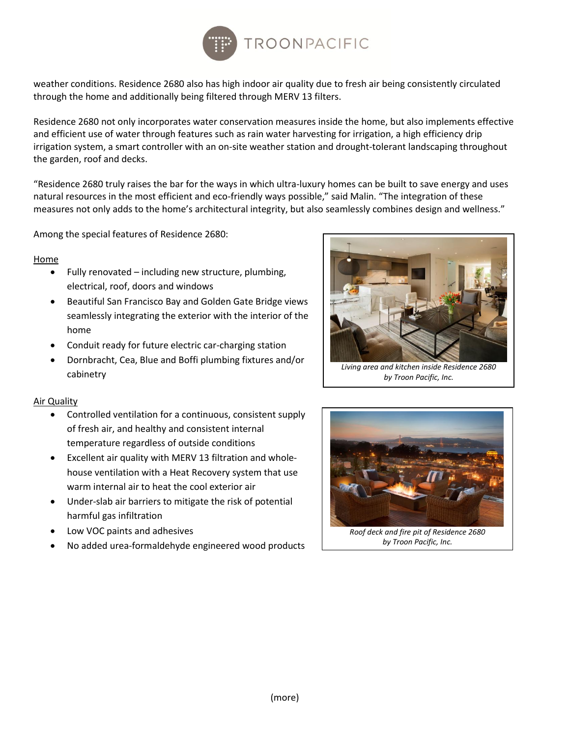weather conditions. Residence 2680 also has high indoor air quality due to fresh air being consistently circulated through the home and additionally being filtered through MERV 13 filters.

Residence 2680 not only incorporates water conservation measures inside the home, but also implements effective and efficient use of water through features such as rain water harvesting for irrigation, a high efficiency drip irrigation system, a smart controller with an on-site weather station and drought-tolerant landscaping throughout the garden, roof and decks.

"Residence 2680 truly raises the bar for the ways in which ultra-luxury homes can be built to save energy and uses natural resources in the most efficient and eco-friendly ways possible," said Malin. "The integration of these measures not only adds to the home's architectural integrity, but also seamlessly combines design and wellness."

Among the special features of Residence 2680:

Home

- Fully renovated – including new structure, plumbing, electrical, roof, doors and windows
- Beautiful San Francisco Bay and Golden Gate Bridge views seamlessly integrating the exterior with the interior of the home
- Conduit ready for future electric car-charging station
- Dornbracht, Cea, Blue and Boffi plumbing fixtures and/or cabinetry

*Living area and kitchen inside Residence 2680 by Troon Pacific, Inc.*

Air Quality

- Controlled ventilation for a continuous, consistent supply of fresh air, and healthy and consistent internal temperature regardless of outside conditions
- Excellent air quality with MERV 13 filtration and whole-house ventilation with a Heat Recovery system that use warm internal air to heat the cool exterior air
- Under-slab air barriers to mitigate the risk of potential harmful gas infiltration
- Low VOC paints and adhesives
- No added urea-formaldehyde engineered wood products

*Roof deck and fire pit of Residence 2680 by Troon Pacific, Inc.*

(more)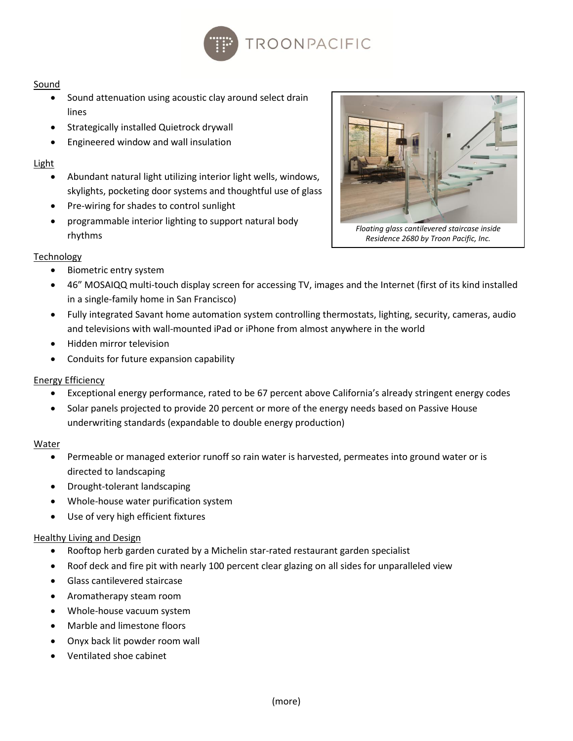Sound

- Sound attenuation using acoustic clay around select drain lines
- Strategically installed Quietrock drywall
- Engineered window and wall insulation

Light

- Abundant natural light utilizing interior light wells, windows, skylights, pocketing door systems and thoughtful use of glass
- Pre-wiring for shades to control sunlight
- programmable interior lighting to support natural body rhythms

*Floating glass cantilevered staircase inside Residence 2680 by Troon Pacific, Inc.*

Technology

- Biometric entry system
- 46" MOSAIQQ multi-touch display screen for accessing TV, images and the Internet (first of its kind installed in a single-family home in San Francisco)
- Fully integrated Savant home automation system controlling thermostats, lighting, security, cameras, audio and televisions with wall-mounted iPad or iPhone from almost anywhere in the world
- Hidden mirror television
- Conduits for future expansion capability

Energy Efficiency

- Exceptional energy performance, rated to be 67 percent above California's already stringent energy codes
- Solar panels projected to provide 20 percent or more of the energy needs based on Passive House underwriting standards (expandable to double energy production)

Water

- Permeable or managed exterior runoff so rain water is harvested, permeates into ground water or is directed to landscaping
- Drought-tolerant landscaping
- Whole-house water purification system
- Use of very high efficient fixtures

Healthy Living and Design

- Rooftop herb garden curated by a Michelin star-rated restaurant garden specialist
- Roof deck and fire pit with nearly 100 percent clear glazing on all sides for unparalleled view
- Glass cantilevered staircase
- Aromatherapy steam room
- Whole-house vacuum system
- Marble and limestone floors
- Onyx back lit powder room wall
- Ventilated shoe cabinet

(more)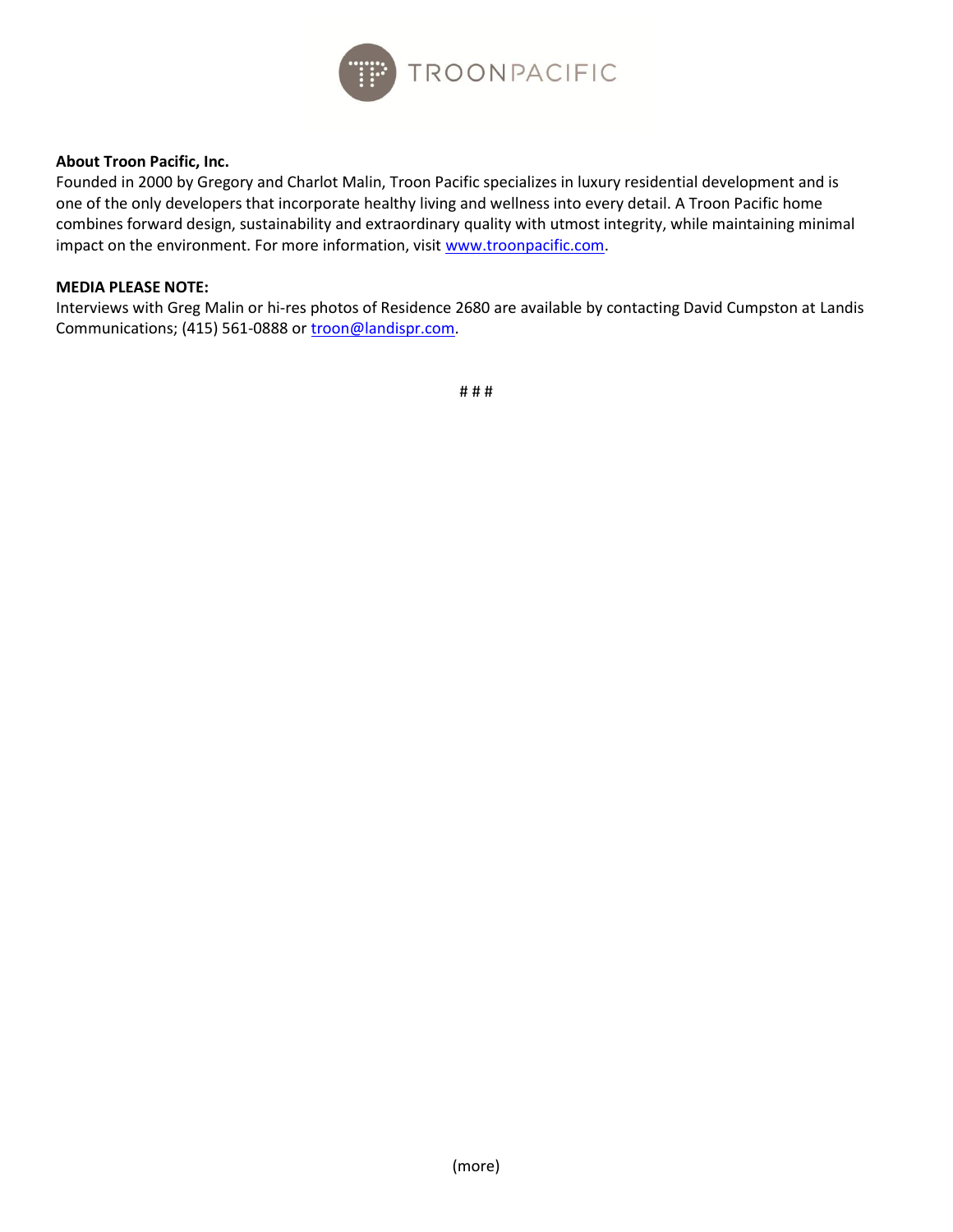**About Troon Pacific, Inc.**
Founded in 2000 by Gregory and Charlot Malin, Troon Pacific specializes in luxury residential development and is one of the only developers that incorporate healthy living and wellness into every detail. A Troon Pacific home combines forward design, sustainability and extraordinary quality with utmost integrity, while maintaining minimal impact on the environment. For more information, visit www.troonpacific.com.

**MEDIA PLEASE NOTE:**
Interviews with Greg Malin or hi-res photos of Residence 2680 are available by contacting David Cumpston at Landis Communications; (415) 561-0888 or troon@landispr.com.

# # #

(more)